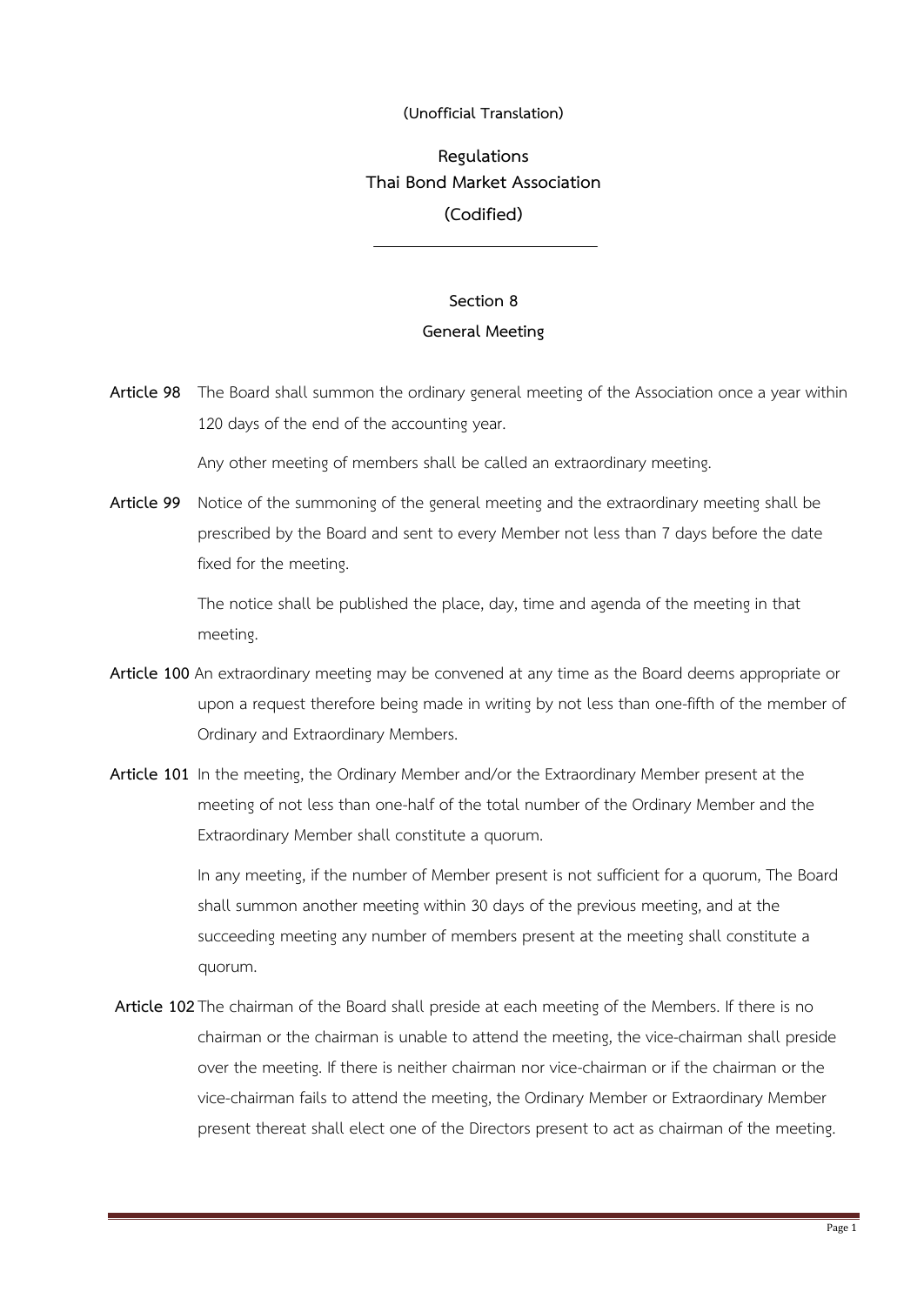**(Unofficial Translation)**

# Regulations
# Thai Bond Market Association
# (Codified)

---

## Section 8
## General Meeting

**Article 98** The Board shall summon the ordinary general meeting of the Association once a year within 120 days of the end of the accounting year.

Any other meeting of members shall be called an extraordinary meeting.

**Article 99** Notice of the summoning of the general meeting and the extraordinary meeting shall be prescribed by the Board and sent to every Member not less than 7 days before the date fixed for the meeting.

The notice shall be published the place, day, time and agenda of the meeting in that meeting.

**Article 100** An extraordinary meeting may be convened at any time as the Board deems appropriate or upon a request therefore being made in writing by not less than one-fifth of the member of Ordinary and Extraordinary Members.

**Article 101** In the meeting, the Ordinary Member and/or the Extraordinary Member present at the meeting of not less than one-half of the total number of the Ordinary Member and the Extraordinary Member shall constitute a quorum.

In any meeting, if the number of Member present is not sufficient for a quorum, The Board shall summon another meeting within 30 days of the previous meeting, and at the succeeding meeting any number of members present at the meeting shall constitute a quorum.

**Article 102** The chairman of the Board shall preside at each meeting of the Members. If there is no chairman or the chairman is unable to attend the meeting, the vice-chairman shall preside over the meeting. If there is neither chairman nor vice-chairman or if the chairman or the vice-chairman fails to attend the meeting, the Ordinary Member or Extraordinary Member present thereat shall elect one of the Directors present to act as chairman of the meeting.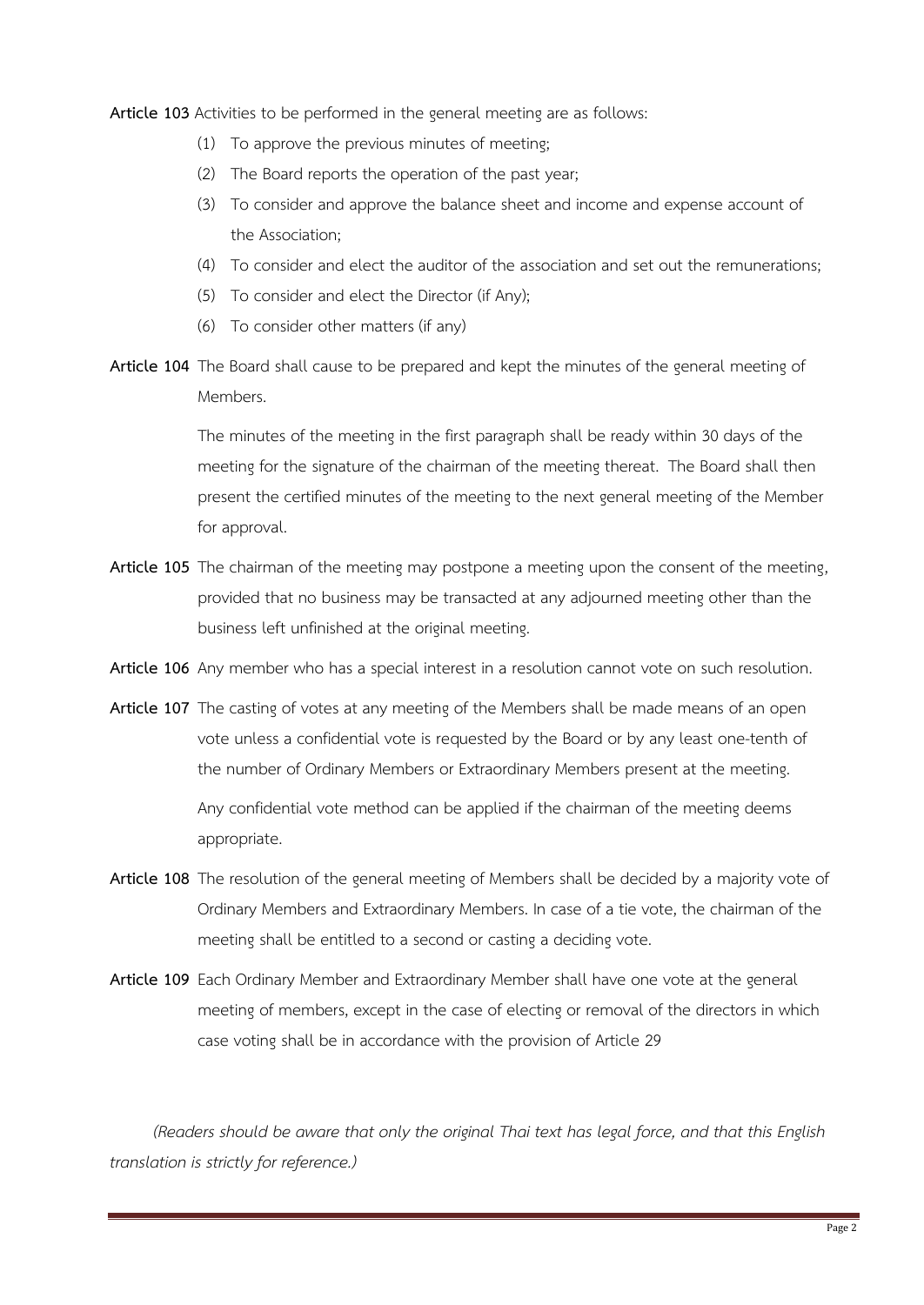**Article 103** Activities to be performed in the general meeting are as follows:

(1) To approve the previous minutes of meeting;

(2) The Board reports the operation of the past year;

(3) To consider and approve the balance sheet and income and expense account of the Association;

(4) To consider and elect the auditor of the association and set out the remunerations;

(5) To consider and elect the Director (if Any);

(6) To consider other matters (if any)

**Article 104** The Board shall cause to be prepared and kept the minutes of the general meeting of Members.

The minutes of the meeting in the first paragraph shall be ready within 30 days of the meeting for the signature of the chairman of the meeting thereat. The Board shall then present the certified minutes of the meeting to the next general meeting of the Member for approval.

**Article 105** The chairman of the meeting may postpone a meeting upon the consent of the meeting, provided that no business may be transacted at any adjourned meeting other than the business left unfinished at the original meeting.

**Article 106** Any member who has a special interest in a resolution cannot vote on such resolution.

**Article 107** The casting of votes at any meeting of the Members shall be made means of an open vote unless a confidential vote is requested by the Board or by any least one-tenth of the number of Ordinary Members or Extraordinary Members present at the meeting.

Any confidential vote method can be applied if the chairman of the meeting deems appropriate.

**Article 108** The resolution of the general meeting of Members shall be decided by a majority vote of Ordinary Members and Extraordinary Members. In case of a tie vote, the chairman of the meeting shall be entitled to a second or casting a deciding vote.

**Article 109** Each Ordinary Member and Extraordinary Member shall have one vote at the general meeting of members, except in the case of electing or removal of the directors in which case voting shall be in accordance with the provision of Article 29

*(Readers should be aware that only the original Thai text has legal force, and that this English translation is strictly for reference.)*